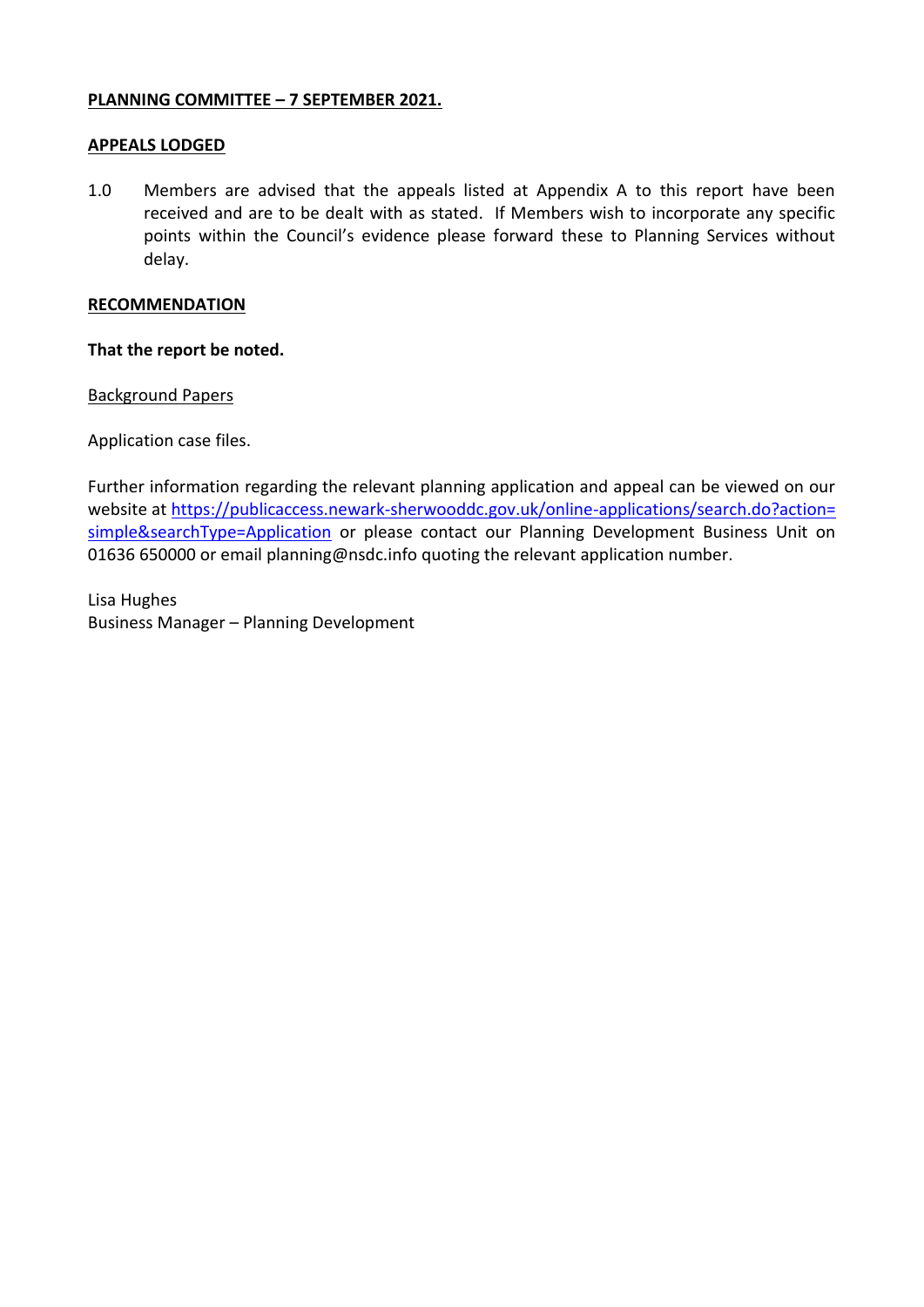**PLANNING COMMITTEE – 7 SEPTEMBER 2021.**

**APPEALS LODGED**

1.0 Members are advised that the appeals listed at Appendix A to this report have been received and are to be dealt with as stated. If Members wish to incorporate any specific points within the Council's evidence please forward these to Planning Services without delay.

**RECOMMENDATION**

**That the report be noted.**

Background Papers

Application case files.

Further information regarding the relevant planning application and appeal can be viewed on our website at https://publicaccess.newark-sherwooddc.gov.uk/online-applications/search.do?action=simple&searchType=Application or please contact our Planning Development Business Unit on 01636 650000 or email planning@nsdc.info quoting the relevant application number.

Lisa Hughes
Business Manager – Planning Development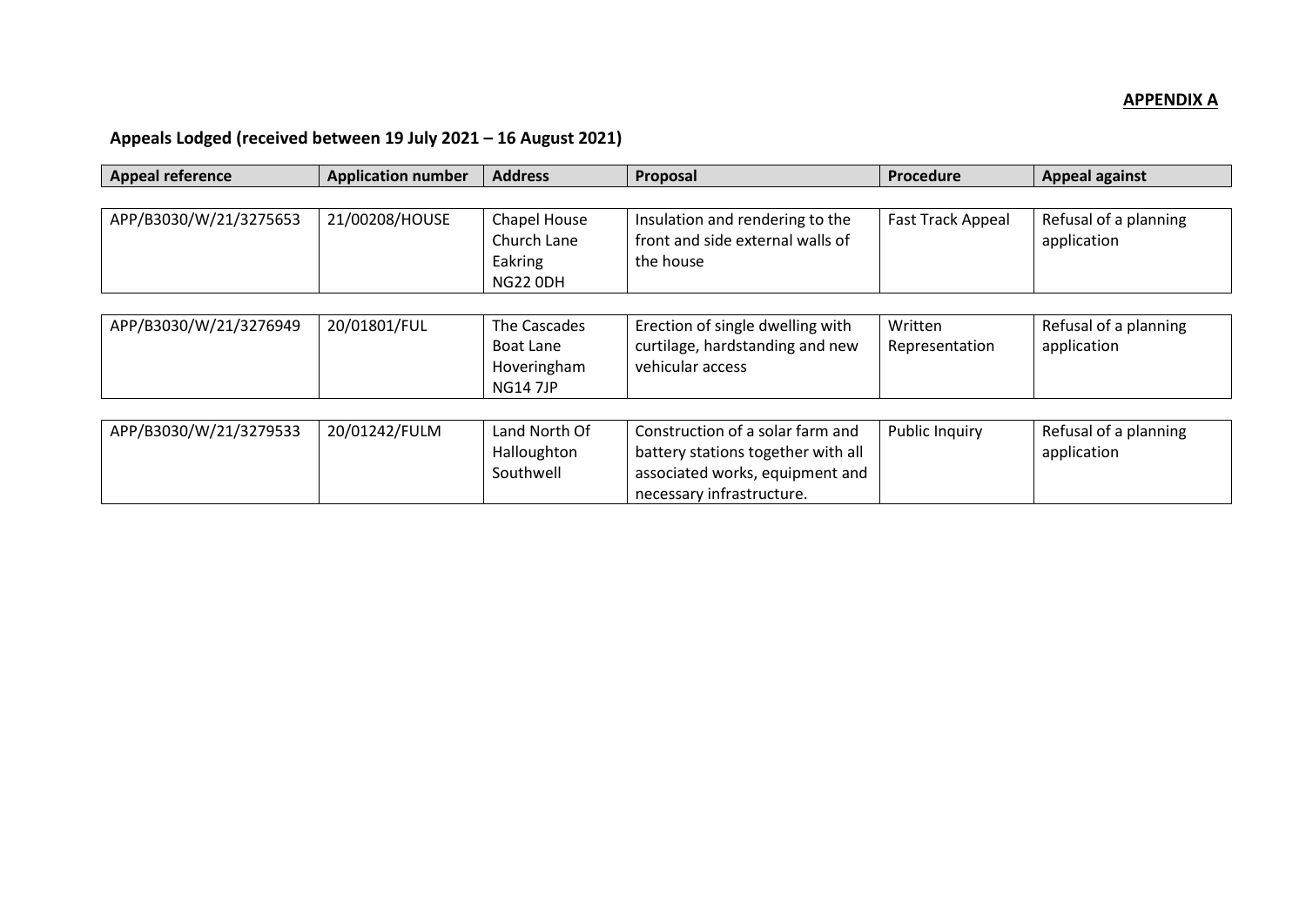**APPENDIX A**

**Appeals Lodged (received between 19 July 2021 – 16 August 2021)**

| Appeal reference | Application number | Address | Proposal | Procedure | Appeal against |
|---|---|---|---|---|---|
| APP/B3030/W/21/3275653 | 21/00208/HOUSE | Chapel House Church Lane Eakring NG22 0DH | Insulation and rendering to the front and side external walls of the house | Fast Track Appeal | Refusal of a planning application |
| APP/B3030/W/21/3276949 | 20/01801/FUL | The Cascades Boat Lane Hoveringham NG14 7JP | Erection of single dwelling with curtilage, hardstanding and new vehicular access | Written Representation | Refusal of a planning application |
| APP/B3030/W/21/3279533 | 20/01242/FULM | Land North Of Halloughton Southwell | Construction of a solar farm and battery stations together with all associated works, equipment and necessary infrastructure. | Public Inquiry | Refusal of a planning application |